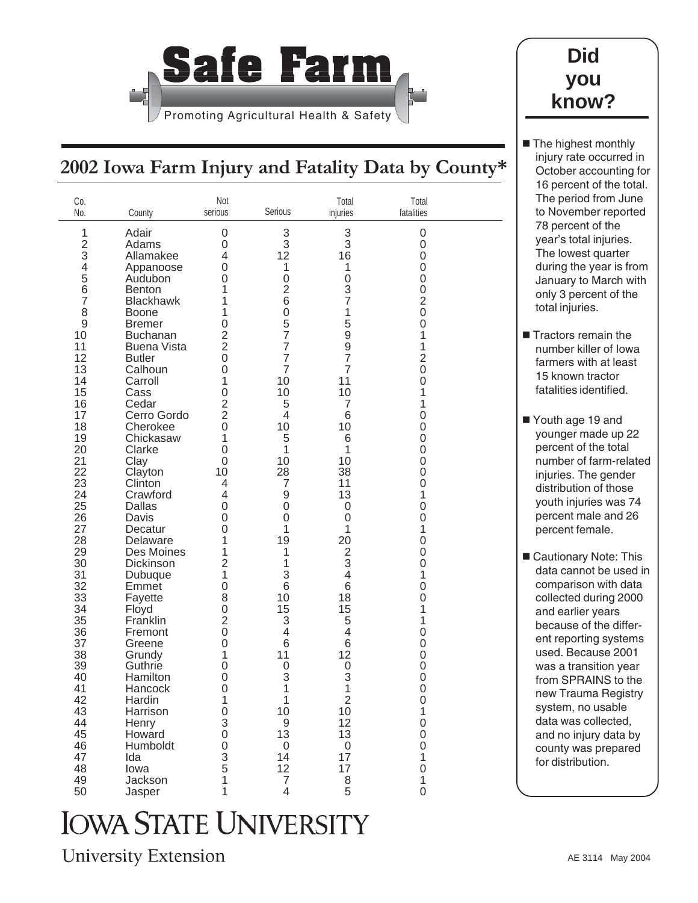# Safe Farm

Promoting Agricultural Health & Safety

## 2002 Iowa Farm Injury and Fatality Data by County*

| Co. No. | County | Not serious | Serious | Total injuries | Total fatalities |
|---|---|---|---|---|---|
| 1 | Adair | 0 | 3 | 3 | 0 |
| 2 | Adams | 0 | 3 | 3 | 0 |
| 3 | Allamakee | 4 | 12 | 16 | 0 |
| 4 | Appanoose | 0 | 1 | 1 | 0 |
| 5 | Audubon | 0 | 0 | 0 | 0 |
| 6 | Benton | 1 | 2 | 3 | 0 |
| 7 | Blackhawk | 1 | 6 | 7 | 2 |
| 8 | Boone | 1 | 0 | 1 | 0 |
| 9 | Bremer | 0 | 5 | 5 | 0 |
| 10 | Buchanan | 2 | 7 | 9 | 1 |
| 11 | Buena Vista | 2 | 7 | 9 | 1 |
| 12 | Butler | 0 | 7 | 7 | 2 |
| 13 | Calhoun | 0 | 7 | 7 | 0 |
| 14 | Carroll | 1 | 10 | 11 | 0 |
| 15 | Cass | 0 | 10 | 10 | 1 |
| 16 | Cedar | 2 | 5 | 7 | 1 |
| 17 | Cerro Gordo | 2 | 4 | 6 | 0 |
| 18 | Cherokee | 0 | 10 | 10 | 0 |
| 19 | Chickasaw | 1 | 5 | 6 | 0 |
| 20 | Clarke | 0 | 1 | 1 | 0 |
| 21 | Clay | 0 | 10 | 10 | 0 |
| 22 | Clayton | 10 | 28 | 38 | 0 |
| 23 | Clinton | 4 | 7 | 11 | 0 |
| 24 | Crawford | 4 | 9 | 13 | 1 |
| 25 | Dallas | 0 | 0 | 0 | 0 |
| 26 | Davis | 0 | 0 | 0 | 0 |
| 27 | Decatur | 0 | 1 | 1 | 1 |
| 28 | Delaware | 1 | 19 | 20 | 0 |
| 29 | Des Moines | 1 | 1 | 2 | 0 |
| 30 | Dickinson | 2 | 1 | 3 | 0 |
| 31 | Dubuque | 1 | 3 | 4 | 1 |
| 32 | Emmet | 0 | 6 | 6 | 0 |
| 33 | Fayette | 8 | 10 | 18 | 0 |
| 34 | Floyd | 0 | 15 | 15 | 1 |
| 35 | Franklin | 2 | 3 | 5 | 1 |
| 36 | Fremont | 0 | 4 | 4 | 0 |
| 37 | Greene | 0 | 6 | 6 | 0 |
| 38 | Grundy | 1 | 11 | 12 | 0 |
| 39 | Guthrie | 0 | 0 | 0 | 0 |
| 40 | Hamilton | 0 | 3 | 3 | 0 |
| 41 | Hancock | 0 | 1 | 1 | 0 |
| 42 | Hardin | 1 | 1 | 2 | 0 |
| 43 | Harrison | 0 | 10 | 10 | 1 |
| 44 | Henry | 3 | 9 | 12 | 0 |
| 45 | Howard | 0 | 13 | 13 | 0 |
| 46 | Humboldt | 0 | 0 | 0 | 0 |
| 47 | Ida | 3 | 14 | 17 | 1 |
| 48 | Iowa | 5 | 12 | 17 | 0 |
| 49 | Jackson | 1 | 7 | 8 | 1 |
| 50 | Jasper | 1 | 4 | 5 | 0 |

### Did you know?

- The highest monthly injury rate occurred in October accounting for 16 percent of the total. The period from June to November reported 78 percent of the year's total injuries. The lowest quarter during the year is from January to March with only 3 percent of the total injuries.
- Tractors remain the number killer of Iowa farmers with at least 15 known tractor fatalities identified.
- Youth age 19 and younger made up 22 percent of the total number of farm-related injuries. The gender distribution of those youth injuries was 74 percent male and 26 percent female.
- Cautionary Note: This data cannot be used in comparison with data collected during 2000 and earlier years because of the different reporting systems used. Because 2001 was a transition year from SPRAINS to the new Trauma Registry system, no usable data was collected, and no injury data by county was prepared for distribution.

IOWA STATE UNIVERSITY
University Extension

AE 3114 May 2004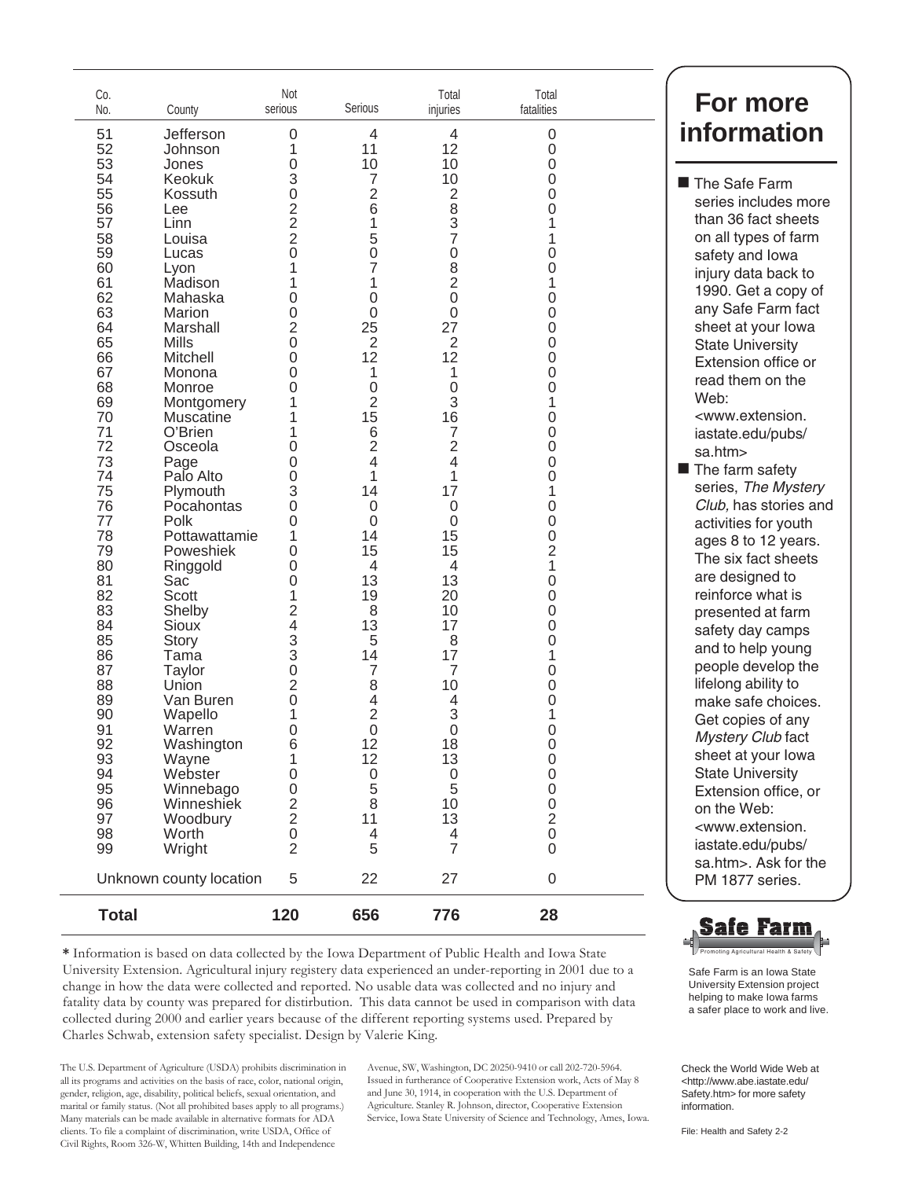| Co. No. | County | Not serious | Serious | Total injuries | Total fatalities |
|---|---|---|---|---|---|
| 51 | Jefferson | 0 | 4 | 4 | 0 |
| 52 | Johnson | 1 | 11 | 12 | 0 |
| 53 | Jones | 0 | 10 | 10 | 0 |
| 54 | Keokuk | 3 | 7 | 10 | 0 |
| 55 | Kossuth | 0 | 2 | 2 | 0 |
| 56 | Lee | 2 | 6 | 8 | 0 |
| 57 | Linn | 2 | 1 | 3 | 1 |
| 58 | Louisa | 2 | 5 | 7 | 1 |
| 59 | Lucas | 0 | 0 | 0 | 0 |
| 60 | Lyon | 1 | 7 | 8 | 0 |
| 61 | Madison | 1 | 1 | 2 | 1 |
| 62 | Mahaska | 0 | 0 | 0 | 0 |
| 63 | Marion | 0 | 0 | 0 | 0 |
| 64 | Marshall | 2 | 25 | 27 | 0 |
| 65 | Mills | 0 | 2 | 2 | 0 |
| 66 | Mitchell | 0 | 12 | 12 | 0 |
| 67 | Monona | 0 | 1 | 1 | 0 |
| 68 | Monroe | 0 | 0 | 0 | 0 |
| 69 | Montgomery | 1 | 2 | 3 | 1 |
| 70 | Muscatine | 1 | 15 | 16 | 0 |
| 71 | O'Brien | 1 | 6 | 7 | 0 |
| 72 | Osceola | 0 | 2 | 2 | 0 |
| 73 | Page | 0 | 4 | 4 | 0 |
| 74 | Palo Alto | 0 | 1 | 1 | 0 |
| 75 | Plymouth | 3 | 14 | 17 | 1 |
| 76 | Pocahontas | 0 | 0 | 0 | 0 |
| 77 | Polk | 0 | 0 | 0 | 0 |
| 78 | Pottawattamie | 1 | 14 | 15 | 0 |
| 79 | Poweshiek | 0 | 15 | 15 | 2 |
| 80 | Ringgold | 0 | 4 | 4 | 1 |
| 81 | Sac | 0 | 13 | 13 | 0 |
| 82 | Scott | 1 | 19 | 20 | 0 |
| 83 | Shelby | 2 | 8 | 10 | 0 |
| 84 | Sioux | 4 | 13 | 17 | 0 |
| 85 | Story | 3 | 5 | 8 | 0 |
| 86 | Tama | 3 | 14 | 17 | 1 |
| 87 | Taylor | 0 | 7 | 7 | 0 |
| 88 | Union | 2 | 8 | 10 | 0 |
| 89 | Van Buren | 0 | 4 | 4 | 0 |
| 90 | Wapello | 1 | 2 | 3 | 1 |
| 91 | Warren | 0 | 0 | 0 | 0 |
| 92 | Washington | 6 | 12 | 18 | 0 |
| 93 | Wayne | 1 | 12 | 13 | 0 |
| 94 | Webster | 0 | 0 | 0 | 0 |
| 95 | Winnebago | 0 | 5 | 5 | 0 |
| 96 | Winneshiek | 2 | 8 | 10 | 0 |
| 97 | Woodbury | 2 | 11 | 13 | 2 |
| 98 | Worth | 0 | 4 | 4 | 0 |
| 99 | Wright | 2 | 5 | 7 | 0 |
| | Unknown county location | 5 | 22 | 27 | 0 |
| **Total** | | **120** | **656** | **776** | **28** |

**\*** Information is based on data collected by the Iowa Department of Public Health and Iowa State University Extension. Agricultural injury registery data experienced an under-reporting in 2001 due to a change in how the data were collected and reported. No usable data was collected and no injury and fatality data by county was prepared for distirbution. This data cannot be used in comparison with data collected during 2000 and earlier years because of the different reporting systems used. Prepared by Charles Schwab, extension safety specialist. Design by Valerie King.

## For more information

- The Safe Farm series includes more than 36 fact sheets on all types of farm safety and Iowa injury data back to 1990. Get a copy of any Safe Farm fact sheet at your Iowa State University Extension office or read them on the Web: <www.extension.iastate.edu/pubs/sa.htm>
- The farm safety series, *The Mystery Club,* has stories and activities for youth ages 8 to 12 years. The six fact sheets are designed to reinforce what is presented at farm safety day camps and to help young people develop the lifelong ability to make safe choices. Get copies of any *Mystery Club* fact sheet at your Iowa State University Extension office, or on the Web: <www.extension.iastate.edu/pubs/sa.htm>. Ask for the PM 1877 series.

**Safe Farm**
Promoting Agricultural Health & Safety

Safe Farm is an Iowa State University Extension project helping to make Iowa farms a safer place to work and live.

Check the World Wide Web at <http://www.abe.iastate.edu/Safety.htm> for more safety information.

File: Health and Safety 2-2

The U.S. Department of Agriculture (USDA) prohibits discrimination in all its programs and activities on the basis of race, color, national origin, gender, religion, age, disability, political beliefs, sexual orientation, and marital or family status. (Not all prohibited bases apply to all programs.) Many materials can be made available in alternative formats for ADA clients. To file a complaint of discrimination, write USDA, Office of Civil Rights, Room 326-W, Whitten Building, 14th and Independence Avenue, SW, Washington, DC 20250-9410 or call 202-720-5964. Issued in furtherance of Cooperative Extension work, Acts of May 8 and June 30, 1914, in cooperation with the U.S. Department of Agriculture. Stanley R. Johnson, director, Cooperative Extension Service, Iowa State University of Science and Technology, Ames, Iowa.